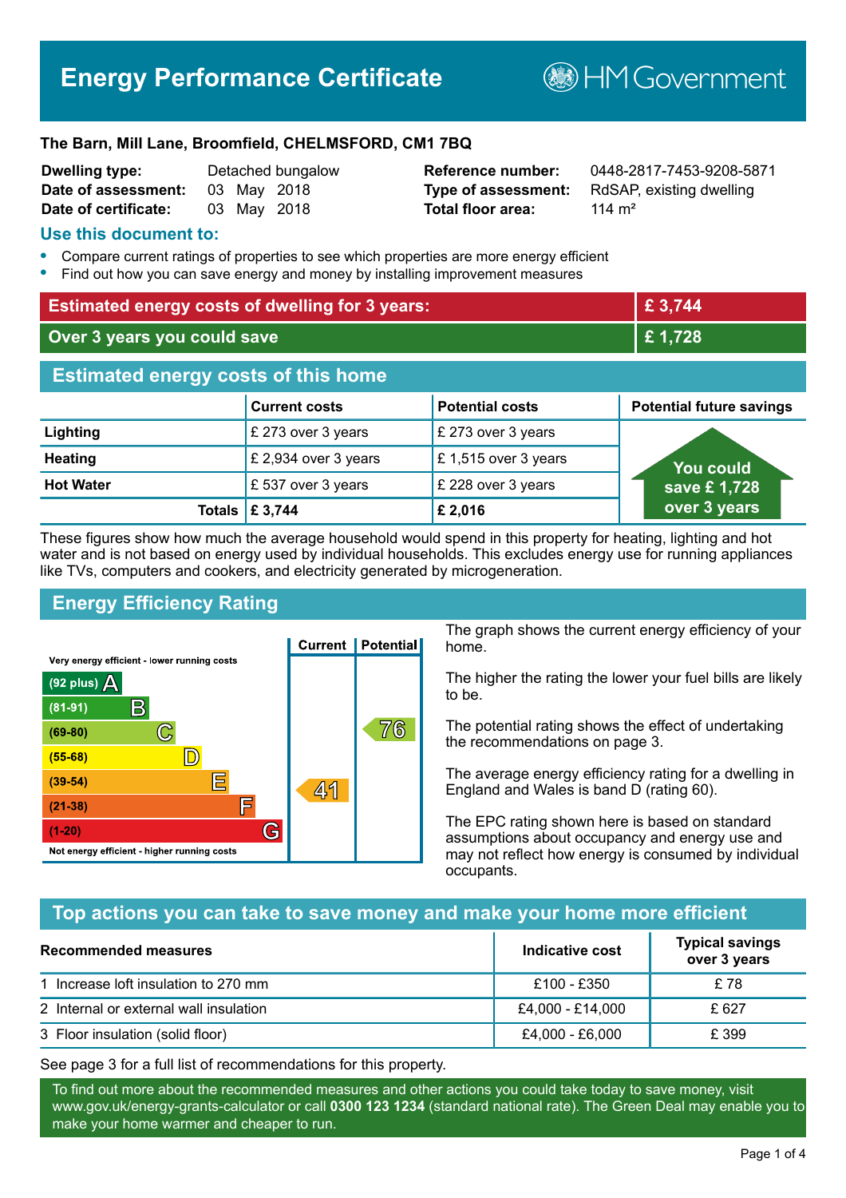# Energy Performance Certificate

HM Government

**The Barn, Mill Lane, Broomfield, CHELMSFORD, CM1 7BQ**

| | | | |
|---|---|---|---|
| **Dwelling type:** | Detached bungalow | **Reference number:** | 0448-2817-7453-9208-5871 |
| **Date of assessment:** | 03 May 2018 | **Type of assessment:** | RdSAP, existing dwelling |
| **Date of certificate:** | 03 May 2018 | **Total floor area:** | 114 m² |

## Use this document to:

- Compare current ratings of properties to see which properties are more energy efficient
- Find out how you can save energy and money by installing improvement measures

| | |
|---|---|
| **Estimated energy costs of dwelling for 3 years:** | **£ 3,744** |
| **Over 3 years you could save** | **£ 1,728** |

## Estimated energy costs of this home

| | Current costs | Potential costs | Potential future savings |
|---|---|---|---|
| **Lighting** | £ 273 over 3 years | £ 273 over 3 years | You could save £ 1,728 over 3 years |
| **Heating** | £ 2,934 over 3 years | £ 1,515 over 3 years | |
| **Hot Water** | £ 537 over 3 years | £ 228 over 3 years | |
| **Totals** | **£ 3,744** | **£ 2,016** | |

These figures show how much the average household would spend in this property for heating, lighting and hot water and is not based on energy used by individual households. This excludes energy use for running appliances like TVs, computers and cookers, and electricity generated by microgeneration.

## Energy Efficiency Rating

| Rating band | Current | Potential |
|---|---|---|
| Very energy efficient - lower running costs | | |
| (92 plus) A | | |
| (81-91) B | | |
| (69-80) C | | 76 |
| (55-68) D | | |
| (39-54) E | 41 | |
| (21-38) F | | |
| (1-20) G | | |
| Not energy efficient - higher running costs | | |

The graph shows the current energy efficiency of your home.

The higher the rating the lower your fuel bills are likely to be.

The potential rating shows the effect of undertaking the recommendations on page 3.

The average energy efficiency rating for a dwelling in England and Wales is band D (rating 60).

The EPC rating shown here is based on standard assumptions about occupancy and energy use and may not reflect how energy is consumed by individual occupants.

## Top actions you can take to save money and make your home more efficient

| Recommended measures | Indicative cost | Typical savings over 3 years |
|---|---|---|
| 1 Increase loft insulation to 270 mm | £100 - £350 | £ 78 |
| 2 Internal or external wall insulation | £4,000 - £14,000 | £ 627 |
| 3 Floor insulation (solid floor) | £4,000 - £6,000 | £ 399 |

See page 3 for a full list of recommendations for this property.

To find out more about the recommended measures and other actions you could take today to save money, visit www.gov.uk/energy-grants-calculator or call **0300 123 1234** (standard national rate). The Green Deal may enable you to make your home warmer and cheaper to run.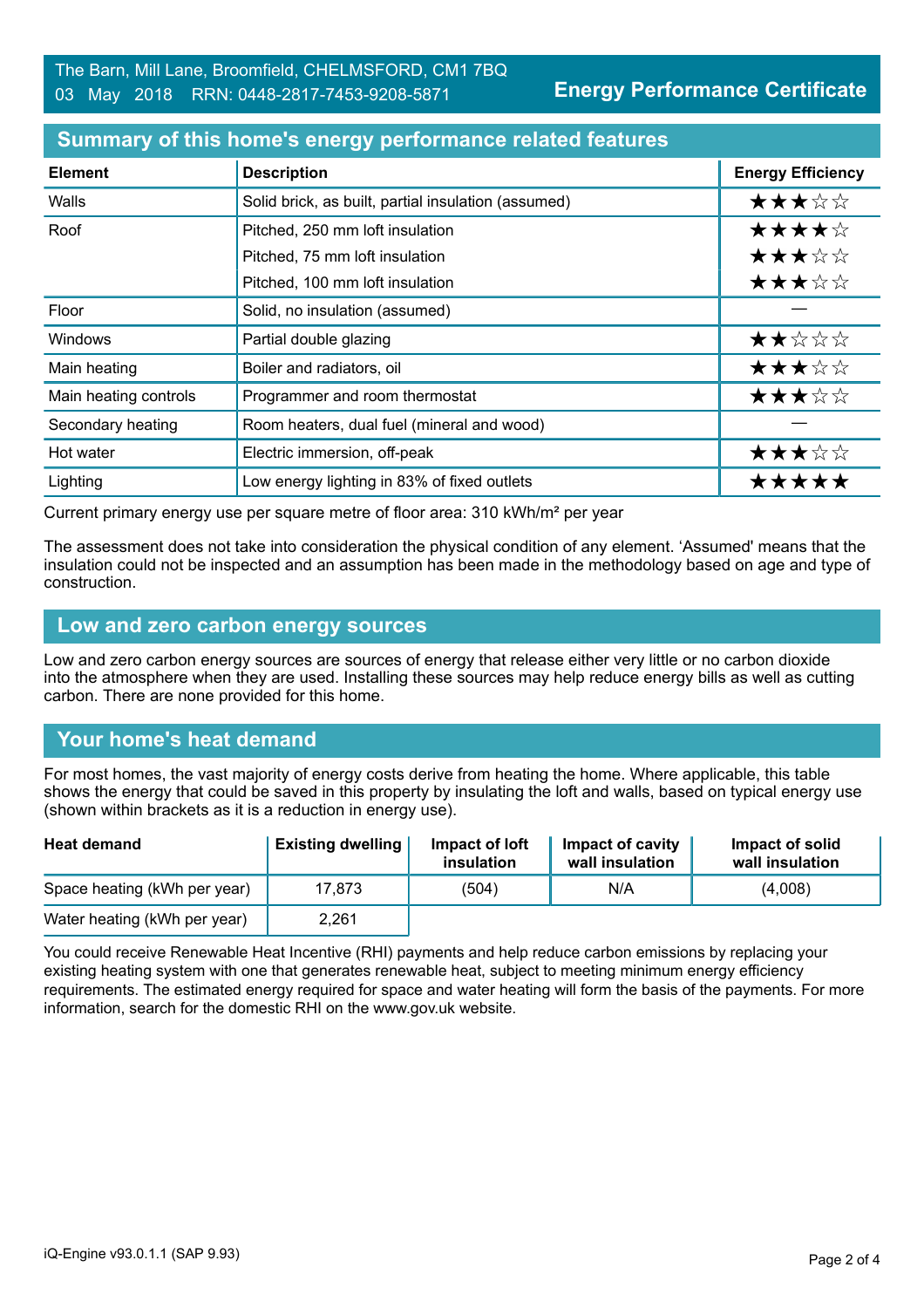The Barn, Mill Lane, Broomfield, CHELMSFORD, CM1 7BQ
03 May 2018 RRN: 0448-2817-7453-9208-5871

**Energy Performance Certificate**

## Summary of this home's energy performance related features

| Element | Description | Energy Efficiency |
|---|---|---|
| Walls | Solid brick, as built, partial insulation (assumed) | ★★★☆☆ |
| Roof | Pitched, 250 mm loft insulation | ★★★★☆ |
| | Pitched, 75 mm loft insulation | ★★★☆☆ |
| | Pitched, 100 mm loft insulation | ★★★☆☆ |
| Floor | Solid, no insulation (assumed) | — |
| Windows | Partial double glazing | ★★☆☆☆ |
| Main heating | Boiler and radiators, oil | ★★★☆☆ |
| Main heating controls | Programmer and room thermostat | ★★★☆☆ |
| Secondary heating | Room heaters, dual fuel (mineral and wood) | — |
| Hot water | Electric immersion, off-peak | ★★★☆☆ |
| Lighting | Low energy lighting in 83% of fixed outlets | ★★★★★ |

Current primary energy use per square metre of floor area: 310 kWh/m² per year

The assessment does not take into consideration the physical condition of any element. 'Assumed' means that the insulation could not be inspected and an assumption has been made in the methodology based on age and type of construction.

## Low and zero carbon energy sources

Low and zero carbon energy sources are sources of energy that release either very little or no carbon dioxide into the atmosphere when they are used. Installing these sources may help reduce energy bills as well as cutting carbon. There are none provided for this home.

## Your home's heat demand

For most homes, the vast majority of energy costs derive from heating the home. Where applicable, this table shows the energy that could be saved in this property by insulating the loft and walls, based on typical energy use (shown within brackets as it is a reduction in energy use).

| Heat demand | Existing dwelling | Impact of loft insulation | Impact of cavity wall insulation | Impact of solid wall insulation |
|---|---|---|---|---|
| Space heating (kWh per year) | 17,873 | (504) | N/A | (4,008) |
| Water heating (kWh per year) | 2,261 | | | |

You could receive Renewable Heat Incentive (RHI) payments and help reduce carbon emissions by replacing your existing heating system with one that generates renewable heat, subject to meeting minimum energy efficiency requirements. The estimated energy required for space and water heating will form the basis of the payments. For more information, search for the domestic RHI on the www.gov.uk website.

iQ-Engine v93.0.1.1 (SAP 9.93)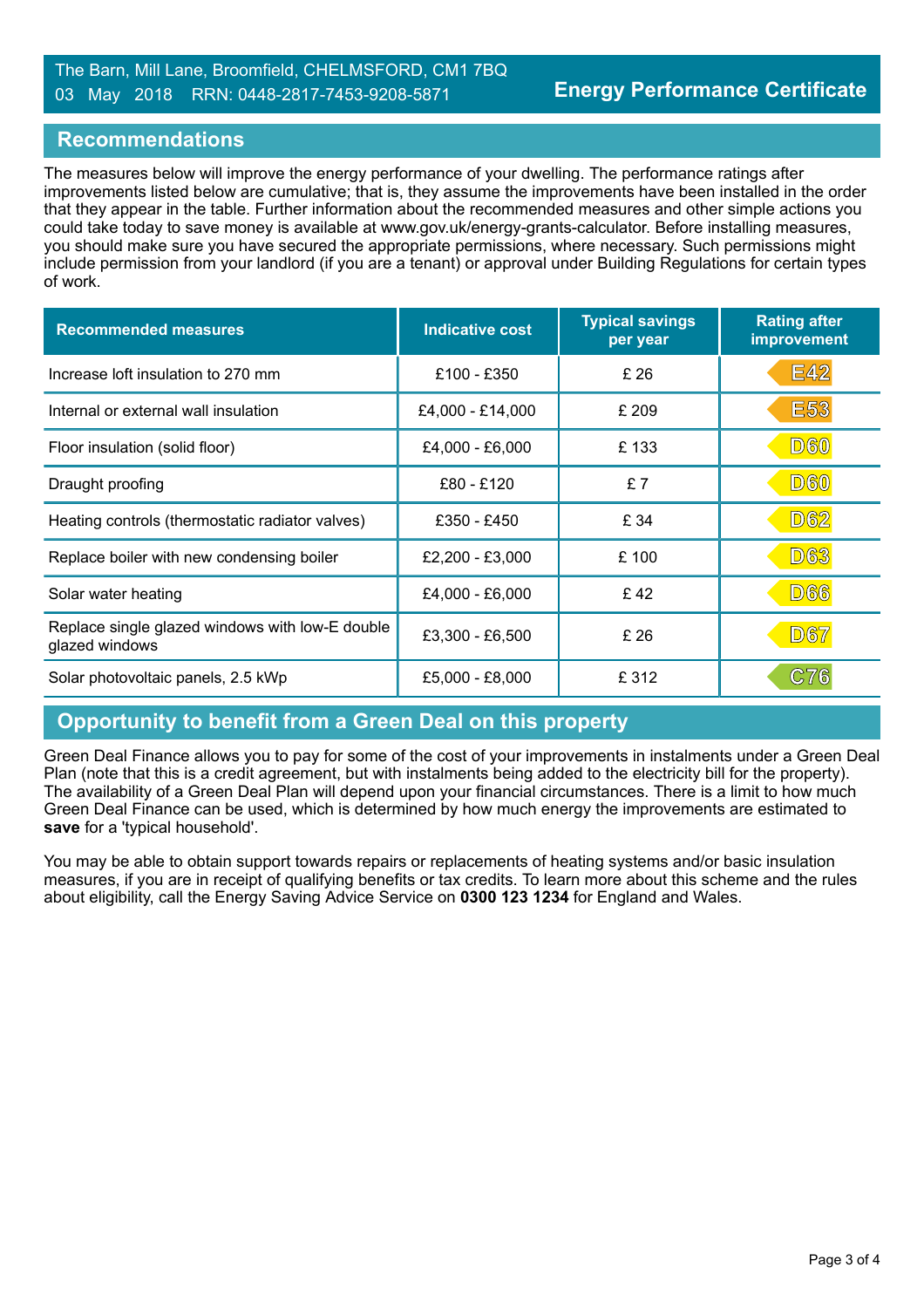## Recommendations

The measures below will improve the energy performance of your dwelling. The performance ratings after improvements listed below are cumulative; that is, they assume the improvements have been installed in the order that they appear in the table. Further information about the recommended measures and other simple actions you could take today to save money is available at www.gov.uk/energy-grants-calculator. Before installing measures, you should make sure you have secured the appropriate permissions, where necessary. Such permissions might include permission from your landlord (if you are a tenant) or approval under Building Regulations for certain types of work.

| Recommended measures | Indicative cost | Typical savings per year | Rating after improvement |
|---|---|---|---|
| Increase loft insulation to 270 mm | £100 - £350 | £ 26 | E42 |
| Internal or external wall insulation | £4,000 - £14,000 | £ 209 | E53 |
| Floor insulation (solid floor) | £4,000 - £6,000 | £ 133 | D60 |
| Draught proofing | £80 - £120 | £ 7 | D60 |
| Heating controls (thermostatic radiator valves) | £350 - £450 | £ 34 | D62 |
| Replace boiler with new condensing boiler | £2,200 - £3,000 | £ 100 | D63 |
| Solar water heating | £4,000 - £6,000 | £ 42 | D66 |
| Replace single glazed windows with low-E double glazed windows | £3,300 - £6,500 | £ 26 | D67 |
| Solar photovoltaic panels, 2.5 kWp | £5,000 - £8,000 | £ 312 | C76 |

## Opportunity to benefit from a Green Deal on this property

Green Deal Finance allows you to pay for some of the cost of your improvements in instalments under a Green Deal Plan (note that this is a credit agreement, but with instalments being added to the electricity bill for the property). The availability of a Green Deal Plan will depend upon your financial circumstances. There is a limit to how much Green Deal Finance can be used, which is determined by how much energy the improvements are estimated to **save** for a 'typical household'.

You may be able to obtain support towards repairs or replacements of heating systems and/or basic insulation measures, if you are in receipt of qualifying benefits or tax credits. To learn more about this scheme and the rules about eligibility, call the Energy Saving Advice Service on **0300 123 1234** for England and Wales.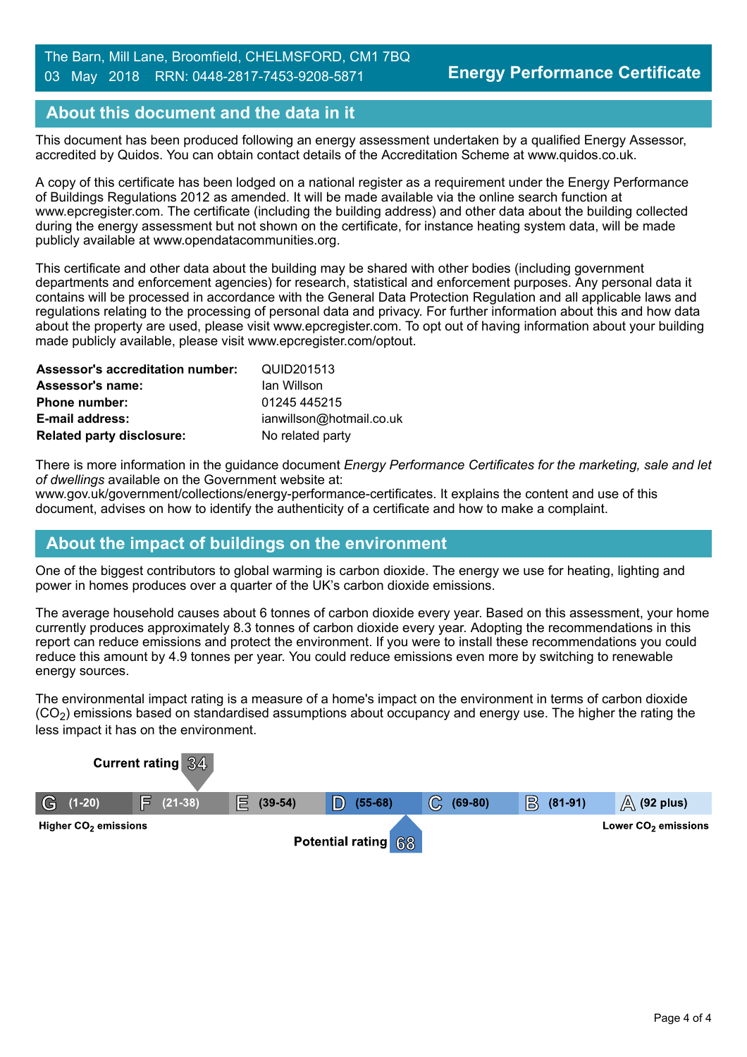The Barn, Mill Lane, Broomfield, CHELMSFORD, CM1 7BQ
03 May 2018 RRN: 0448-2817-7453-9208-5871

**Energy Performance Certificate**

## About this document and the data in it

This document has been produced following an energy assessment undertaken by a qualified Energy Assessor, accredited by Quidos. You can obtain contact details of the Accreditation Scheme at www.quidos.co.uk.

A copy of this certificate has been lodged on a national register as a requirement under the Energy Performance of Buildings Regulations 2012 as amended. It will be made available via the online search function at www.epcregister.com. The certificate (including the building address) and other data about the building collected during the energy assessment but not shown on the certificate, for instance heating system data, will be made publicly available at www.opendatacommunities.org.

This certificate and other data about the building may be shared with other bodies (including government departments and enforcement agencies) for research, statistical and enforcement purposes. Any personal data it contains will be processed in accordance with the General Data Protection Regulation and all applicable laws and regulations relating to the processing of personal data and privacy. For further information about this and how data about the property are used, please visit www.epcregister.com. To opt out of having information about your building made publicly available, please visit www.epcregister.com/optout.

| | |
|---|---|
| **Assessor's accreditation number:** | QUID201513 |
| **Assessor's name:** | Ian Willson |
| **Phone number:** | 01245 445215 |
| **E-mail address:** | ianwillson@hotmail.co.uk |
| **Related party disclosure:** | No related party |

There is more information in the guidance document *Energy Performance Certificates for the marketing, sale and let of dwellings* available on the Government website at: www.gov.uk/government/collections/energy-performance-certificates. It explains the content and use of this document, advises on how to identify the authenticity of a certificate and how to make a complaint.

## About the impact of buildings on the environment

One of the biggest contributors to global warming is carbon dioxide. The energy we use for heating, lighting and power in homes produces over a quarter of the UK's carbon dioxide emissions.

The average household causes about 6 tonnes of carbon dioxide every year. Based on this assessment, your home currently produces approximately 8.3 tonnes of carbon dioxide every year. Adopting the recommendations in this report can reduce emissions and protect the environment. If you were to install these recommendations you could reduce this amount by 4.9 tonnes per year. You could reduce emissions even more by switching to renewable energy sources.

The environmental impact rating is a measure of a home's impact on the environment in terms of carbon dioxide ($CO_2$) emissions based on standardised assumptions about occupancy and energy use. The higher the rating the less impact it has on the environment.

Current rating 34

G (1-20)
F (21-38)
E (39-54)
D (55-68)
C (69-80)
B (81-91)
A (92 plus)

Higher $CO_2$ emissions
Lower $CO_2$ emissions

Potential rating 68